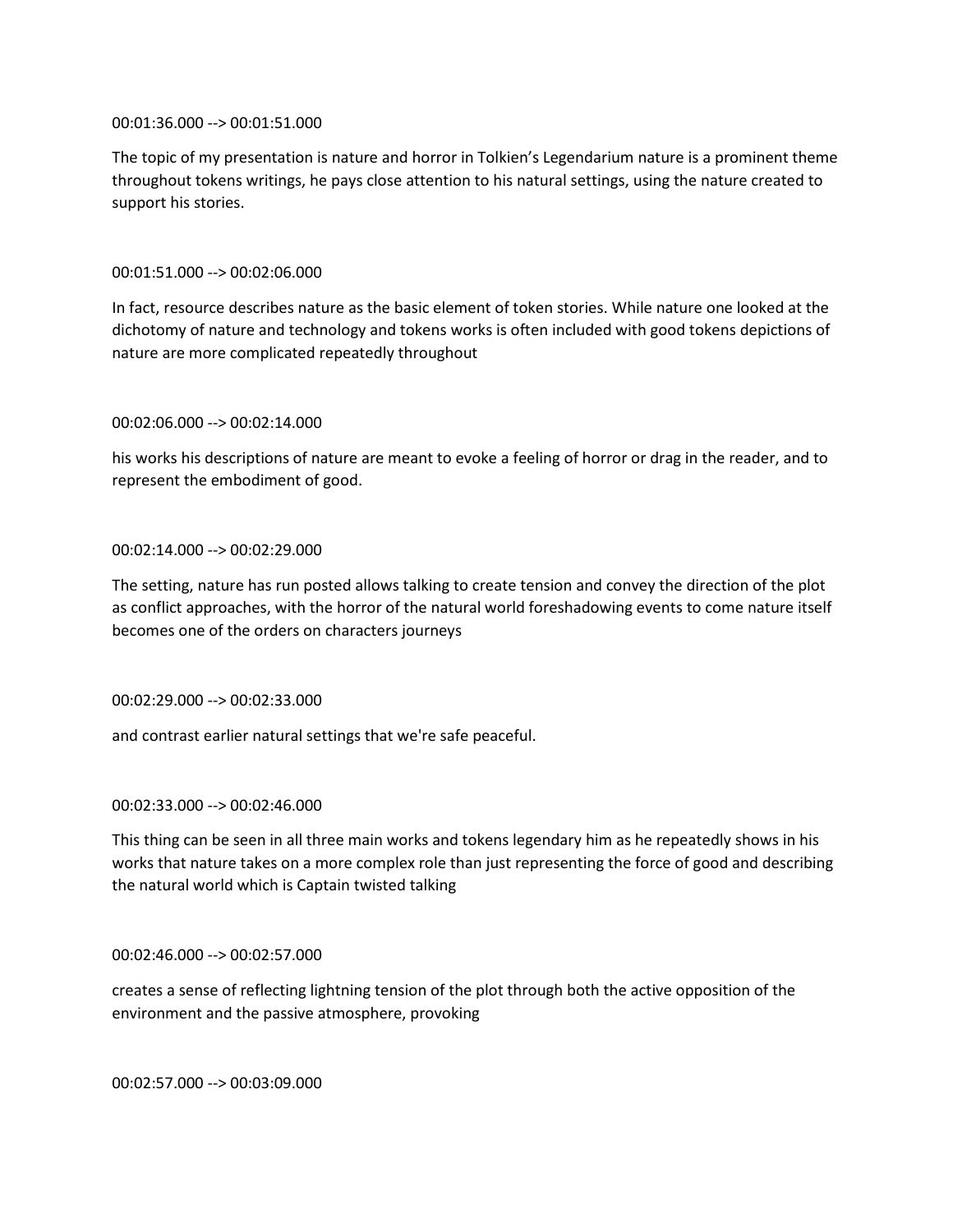00:01:36.000 --> 00:01:51.000

The topic of my presentation is nature and horror in Tolkien's Legendarium nature is a prominent theme throughout tokens writings, he pays close attention to his natural settings, using the nature created to support his stories.

00:01:51.000 --> 00:02:06.000

In fact, resource describes nature as the basic element of token stories. While nature one looked at the dichotomy of nature and technology and tokens works is often included with good tokens depictions of nature are more complicated repeatedly throughout

00:02:06.000 --> 00:02:14.000

his works his descriptions of nature are meant to evoke a feeling of horror or drag in the reader, and to represent the embodiment of good.

00:02:14.000 --> 00:02:29.000

The setting, nature has run posted allows talking to create tension and convey the direction of the plot as conflict approaches, with the horror of the natural world foreshadowing events to come nature itself becomes one of the orders on characters journeys

00:02:29.000 --> 00:02:33.000

and contrast earlier natural settings that we're safe peaceful.

00:02:33.000 --> 00:02:46.000

This thing can be seen in all three main works and tokens legendary him as he repeatedly shows in his works that nature takes on a more complex role than just representing the force of good and describing the natural world which is Captain twisted talking

00:02:46.000 --> 00:02:57.000

creates a sense of reflecting lightning tension of the plot through both the active opposition of the environment and the passive atmosphere, provoking

00:02:57.000 --> 00:03:09.000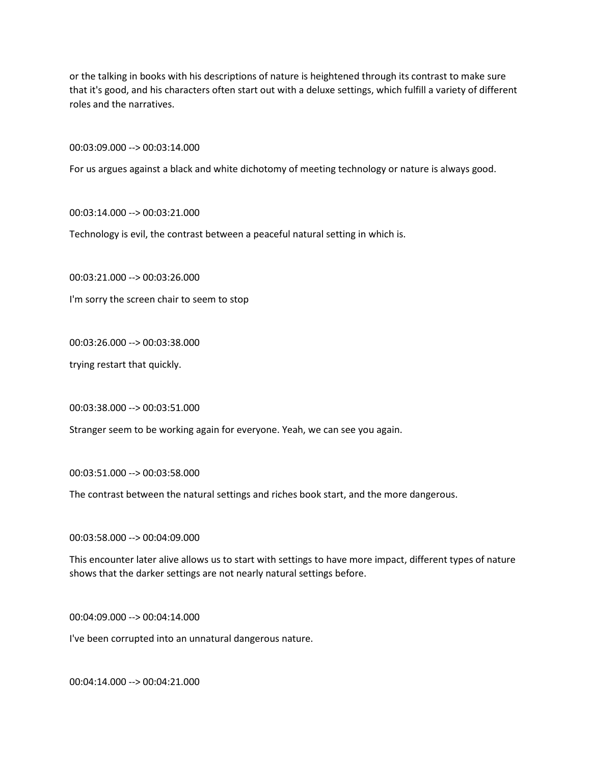or the talking in books with his descriptions of nature is heightened through its contrast to make sure that it's good, and his characters often start out with a deluxe settings, which fulfill a variety of different roles and the narratives.

00:03:09.000 --> 00:03:14.000

For us argues against a black and white dichotomy of meeting technology or nature is always good.

00:03:14.000 --> 00:03:21.000

Technology is evil, the contrast between a peaceful natural setting in which is.

00:03:21.000 --> 00:03:26.000

I'm sorry the screen chair to seem to stop

00:03:26.000 --> 00:03:38.000

trying restart that quickly.

00:03:38.000 --> 00:03:51.000

Stranger seem to be working again for everyone. Yeah, we can see you again.

00:03:51.000 --> 00:03:58.000

The contrast between the natural settings and riches book start, and the more dangerous.

00:03:58.000 --> 00:04:09.000

This encounter later alive allows us to start with settings to have more impact, different types of nature shows that the darker settings are not nearly natural settings before.

00:04:09.000 --> 00:04:14.000

I've been corrupted into an unnatural dangerous nature.

00:04:14.000 --> 00:04:21.000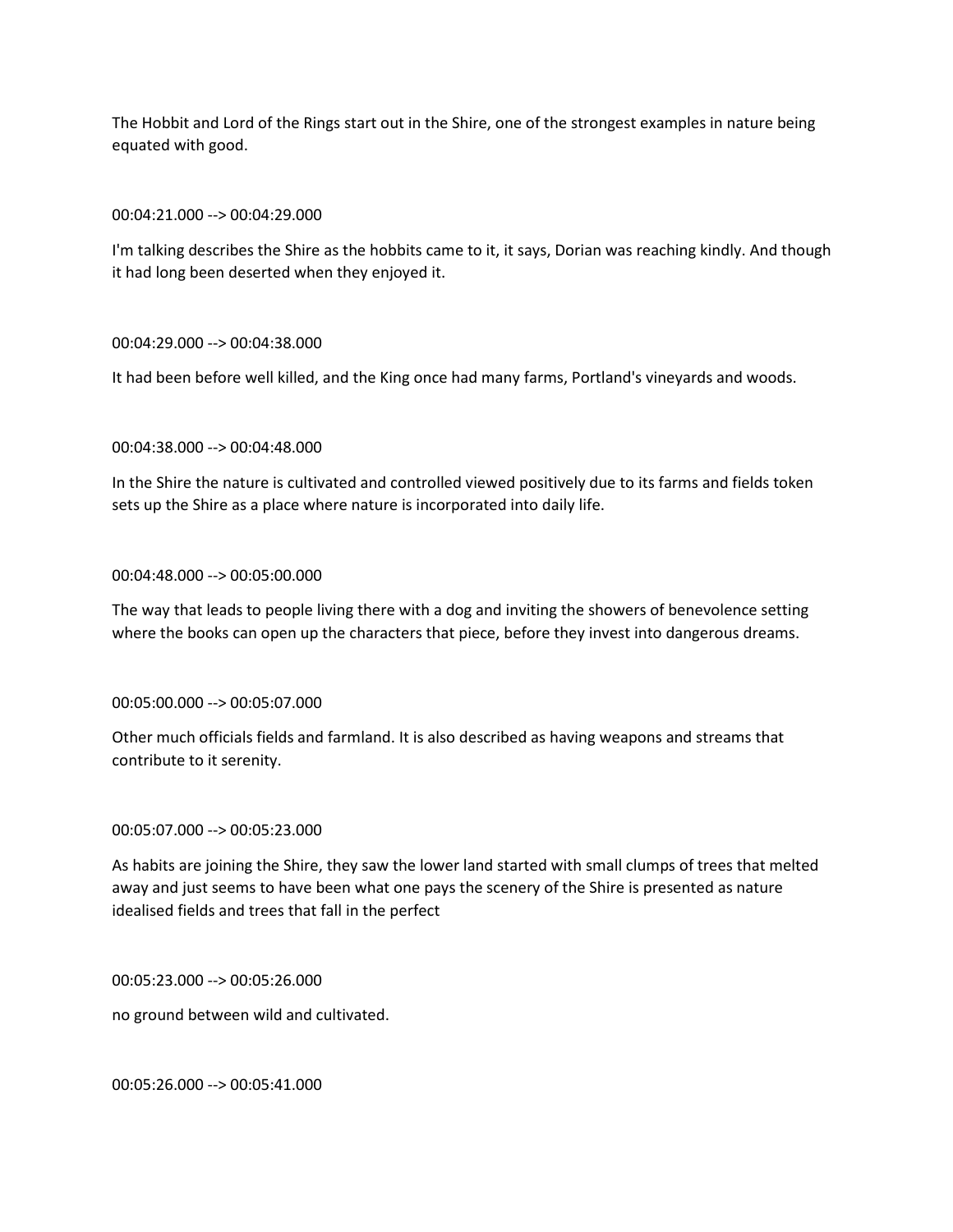The Hobbit and Lord of the Rings start out in the Shire, one of the strongest examples in nature being equated with good.

00:04:21.000 --> 00:04:29.000

I'm talking describes the Shire as the hobbits came to it, it says, Dorian was reaching kindly. And though it had long been deserted when they enjoyed it.

00:04:29.000 --> 00:04:38.000

It had been before well killed, and the King once had many farms, Portland's vineyards and woods.

00:04:38.000 --> 00:04:48.000

In the Shire the nature is cultivated and controlled viewed positively due to its farms and fields token sets up the Shire as a place where nature is incorporated into daily life.

00:04:48.000 --> 00:05:00.000

The way that leads to people living there with a dog and inviting the showers of benevolence setting where the books can open up the characters that piece, before they invest into dangerous dreams.

00:05:00.000 --> 00:05:07.000

Other much officials fields and farmland. It is also described as having weapons and streams that contribute to it serenity.

00:05:07.000 --> 00:05:23.000

As habits are joining the Shire, they saw the lower land started with small clumps of trees that melted away and just seems to have been what one pays the scenery of the Shire is presented as nature idealised fields and trees that fall in the perfect

00:05:23.000 --> 00:05:26.000

no ground between wild and cultivated.

00:05:26.000 --> 00:05:41.000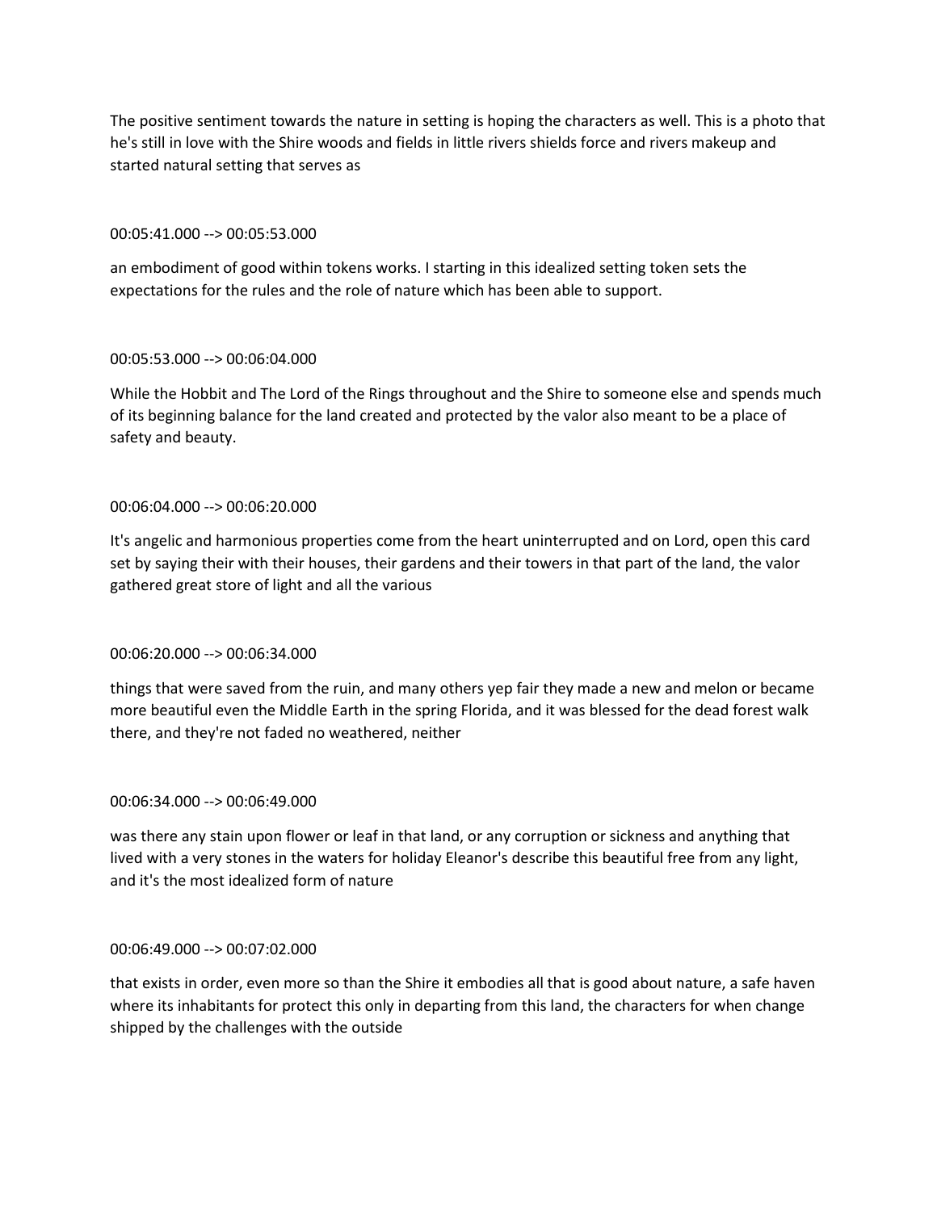The positive sentiment towards the nature in setting is hoping the characters as well. This is a photo that he's still in love with the Shire woods and fields in little rivers shields force and rivers makeup and started natural setting that serves as

00:05:41.000 --> 00:05:53.000

an embodiment of good within tokens works. I starting in this idealized setting token sets the expectations for the rules and the role of nature which has been able to support.

00:05:53.000 --> 00:06:04.000

While the Hobbit and The Lord of the Rings throughout and the Shire to someone else and spends much of its beginning balance for the land created and protected by the valor also meant to be a place of safety and beauty.

00:06:04.000 --> 00:06:20.000

It's angelic and harmonious properties come from the heart uninterrupted and on Lord, open this card set by saying their with their houses, their gardens and their towers in that part of the land, the valor gathered great store of light and all the various

00:06:20.000 --> 00:06:34.000

things that were saved from the ruin, and many others yep fair they made a new and melon or became more beautiful even the Middle Earth in the spring Florida, and it was blessed for the dead forest walk there, and they're not faded no weathered, neither

00:06:34.000 --> 00:06:49.000

was there any stain upon flower or leaf in that land, or any corruption or sickness and anything that lived with a very stones in the waters for holiday Eleanor's describe this beautiful free from any light, and it's the most idealized form of nature

00:06:49.000 --> 00:07:02.000

that exists in order, even more so than the Shire it embodies all that is good about nature, a safe haven where its inhabitants for protect this only in departing from this land, the characters for when change shipped by the challenges with the outside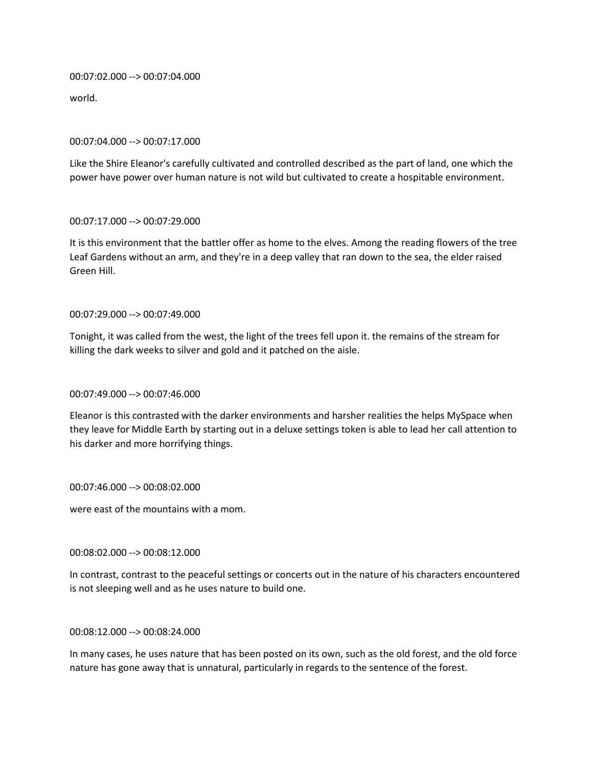00:07:02.000 --> 00:07:04.000

world.

00:07:04.000 --> 00:07:17.000

Like the Shire Eleanor's carefully cultivated and controlled described as the part of land, one which the power have power over human nature is not wild but cultivated to create a hospitable environment.

00:07:17.000 --> 00:07:29.000

It is this environment that the battler offer as home to the elves. Among the reading flowers of the tree Leaf Gardens without an arm, and they're in a deep valley that ran down to the sea, the elder raised Green Hill.

00:07:29.000 --> 00:07:49.000

Tonight, it was called from the west, the light of the trees fell upon it. the remains of the stream for killing the dark weeks to silver and gold and it patched on the aisle.

00:07:49.000 --> 00:07:46.000

Eleanor is this contrasted with the darker environments and harsher realities the helps MySpace when they leave for Middle Earth by starting out in a deluxe settings token is able to lead her call attention to his darker and more horrifying things.

00:07:46.000 --> 00:08:02.000

were east of the mountains with a mom.

00:08:02.000 --> 00:08:12.000

In contrast, contrast to the peaceful settings or concerts out in the nature of his characters encountered is not sleeping well and as he uses nature to build one.

00:08:12.000 --> 00:08:24.000

In many cases, he uses nature that has been posted on its own, such as the old forest, and the old force nature has gone away that is unnatural, particularly in regards to the sentence of the forest.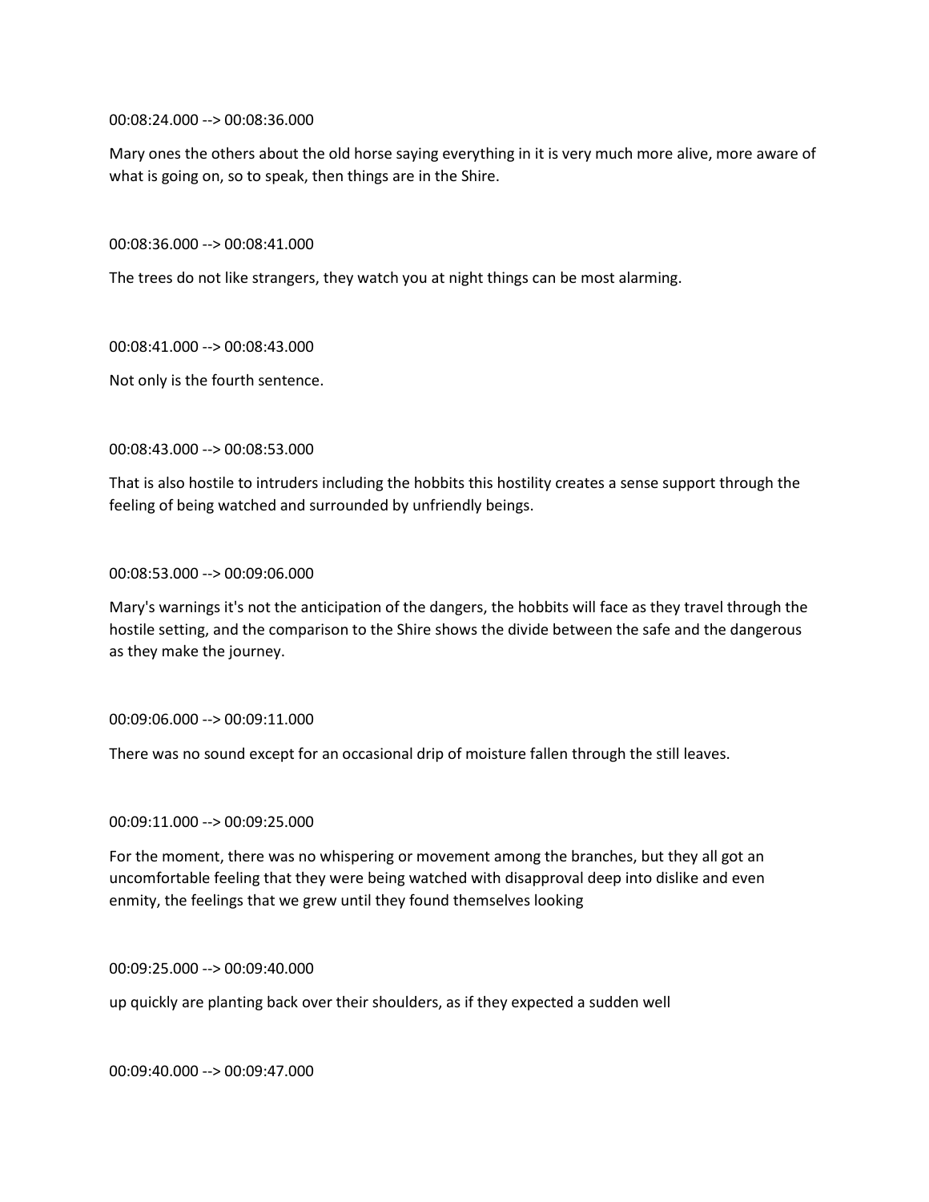00:08:24.000 --> 00:08:36.000

Mary ones the others about the old horse saying everything in it is very much more alive, more aware of what is going on, so to speak, then things are in the Shire.

00:08:36.000 --> 00:08:41.000

The trees do not like strangers, they watch you at night things can be most alarming.

00:08:41.000 --> 00:08:43.000

Not only is the fourth sentence.

00:08:43.000 --> 00:08:53.000

That is also hostile to intruders including the hobbits this hostility creates a sense support through the feeling of being watched and surrounded by unfriendly beings.

00:08:53.000 --> 00:09:06.000

Mary's warnings it's not the anticipation of the dangers, the hobbits will face as they travel through the hostile setting, and the comparison to the Shire shows the divide between the safe and the dangerous as they make the journey.

00:09:06.000 --> 00:09:11.000

There was no sound except for an occasional drip of moisture fallen through the still leaves.

00:09:11.000 --> 00:09:25.000

For the moment, there was no whispering or movement among the branches, but they all got an uncomfortable feeling that they were being watched with disapproval deep into dislike and even enmity, the feelings that we grew until they found themselves looking

00:09:25.000 --> 00:09:40.000

up quickly are planting back over their shoulders, as if they expected a sudden well

00:09:40.000 --> 00:09:47.000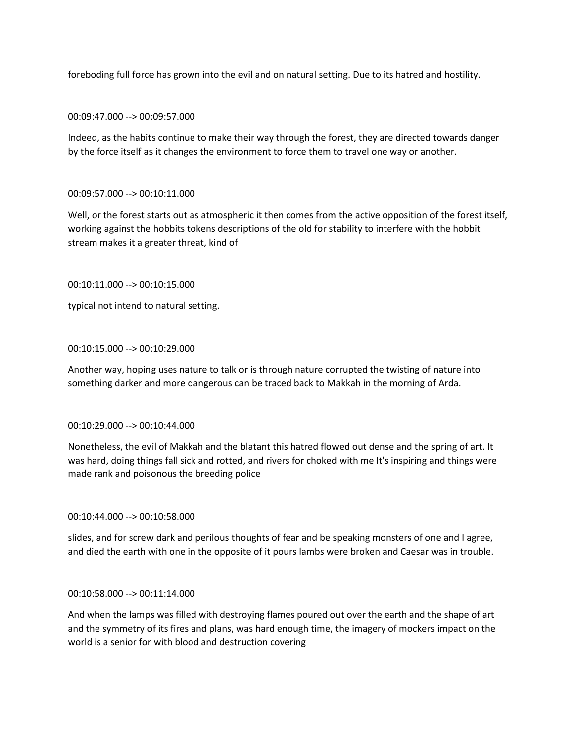foreboding full force has grown into the evil and on natural setting. Due to its hatred and hostility.

00:09:47.000 --> 00:09:57.000

Indeed, as the habits continue to make their way through the forest, they are directed towards danger by the force itself as it changes the environment to force them to travel one way or another.

00:09:57.000 --> 00:10:11.000

Well, or the forest starts out as atmospheric it then comes from the active opposition of the forest itself, working against the hobbits tokens descriptions of the old for stability to interfere with the hobbit stream makes it a greater threat, kind of

00:10:11.000 --> 00:10:15.000

typical not intend to natural setting.

00:10:15.000 --> 00:10:29.000

Another way, hoping uses nature to talk or is through nature corrupted the twisting of nature into something darker and more dangerous can be traced back to Makkah in the morning of Arda.

00:10:29.000 --> 00:10:44.000

Nonetheless, the evil of Makkah and the blatant this hatred flowed out dense and the spring of art. It was hard, doing things fall sick and rotted, and rivers for choked with me It's inspiring and things were made rank and poisonous the breeding police

00:10:44.000 --> 00:10:58.000

slides, and for screw dark and perilous thoughts of fear and be speaking monsters of one and I agree, and died the earth with one in the opposite of it pours lambs were broken and Caesar was in trouble.

00:10:58.000 --> 00:11:14.000

And when the lamps was filled with destroying flames poured out over the earth and the shape of art and the symmetry of its fires and plans, was hard enough time, the imagery of mockers impact on the world is a senior for with blood and destruction covering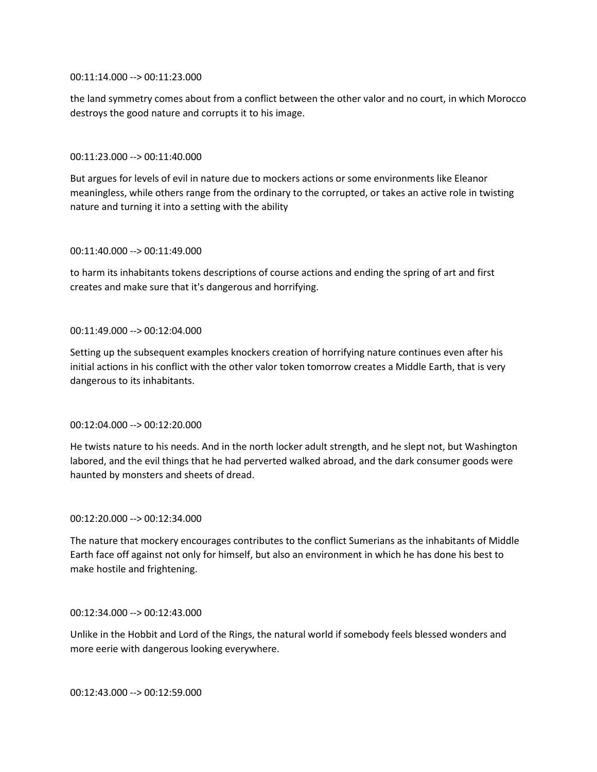00:11:14.000 --> 00:11:23.000

the land symmetry comes about from a conflict between the other valor and no court, in which Morocco destroys the good nature and corrupts it to his image.

00:11:23.000 --> 00:11:40.000

But argues for levels of evil in nature due to mockers actions or some environments like Eleanor meaningless, while others range from the ordinary to the corrupted, or takes an active role in twisting nature and turning it into a setting with the ability

00:11:40.000 --> 00:11:49.000

to harm its inhabitants tokens descriptions of course actions and ending the spring of art and first creates and make sure that it's dangerous and horrifying.

00:11:49.000 --> 00:12:04.000

Setting up the subsequent examples knockers creation of horrifying nature continues even after his initial actions in his conflict with the other valor token tomorrow creates a Middle Earth, that is very dangerous to its inhabitants.

00:12:04.000 --> 00:12:20.000

He twists nature to his needs. And in the north locker adult strength, and he slept not, but Washington labored, and the evil things that he had perverted walked abroad, and the dark consumer goods were haunted by monsters and sheets of dread.

00:12:20.000 --> 00:12:34.000

The nature that mockery encourages contributes to the conflict Sumerians as the inhabitants of Middle Earth face off against not only for himself, but also an environment in which he has done his best to make hostile and frightening.

00:12:34.000 --> 00:12:43.000

Unlike in the Hobbit and Lord of the Rings, the natural world if somebody feels blessed wonders and more eerie with dangerous looking everywhere.

00:12:43.000 --> 00:12:59.000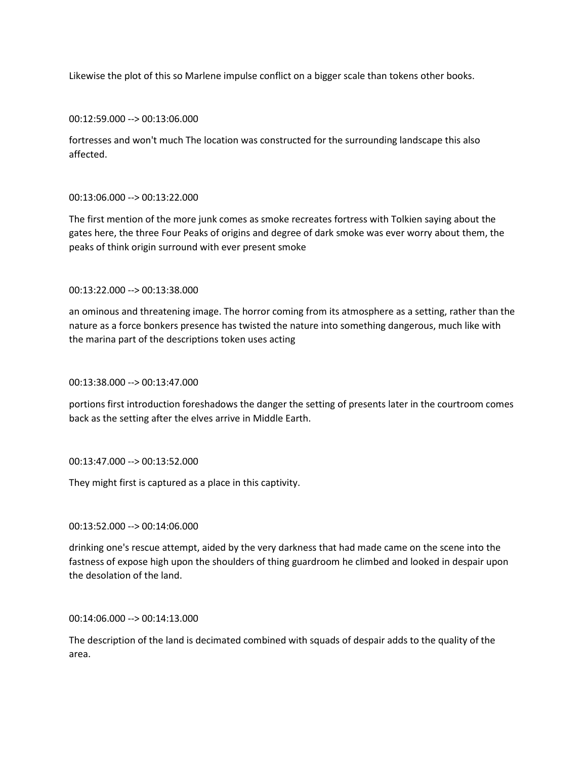Likewise the plot of this so Marlene impulse conflict on a bigger scale than tokens other books.

00:12:59.000 --> 00:13:06.000

fortresses and won't much The location was constructed for the surrounding landscape this also affected.

00:13:06.000 --> 00:13:22.000

The first mention of the more junk comes as smoke recreates fortress with Tolkien saying about the gates here, the three Four Peaks of origins and degree of dark smoke was ever worry about them, the peaks of think origin surround with ever present smoke

00:13:22.000 --> 00:13:38.000

an ominous and threatening image. The horror coming from its atmosphere as a setting, rather than the nature as a force bonkers presence has twisted the nature into something dangerous, much like with the marina part of the descriptions token uses acting

00:13:38.000 --> 00:13:47.000

portions first introduction foreshadows the danger the setting of presents later in the courtroom comes back as the setting after the elves arrive in Middle Earth.

00:13:47.000 --> 00:13:52.000

They might first is captured as a place in this captivity.

00:13:52.000 --> 00:14:06.000

drinking one's rescue attempt, aided by the very darkness that had made came on the scene into the fastness of expose high upon the shoulders of thing guardroom he climbed and looked in despair upon the desolation of the land.

00:14:06.000 --> 00:14:13.000

The description of the land is decimated combined with squads of despair adds to the quality of the area.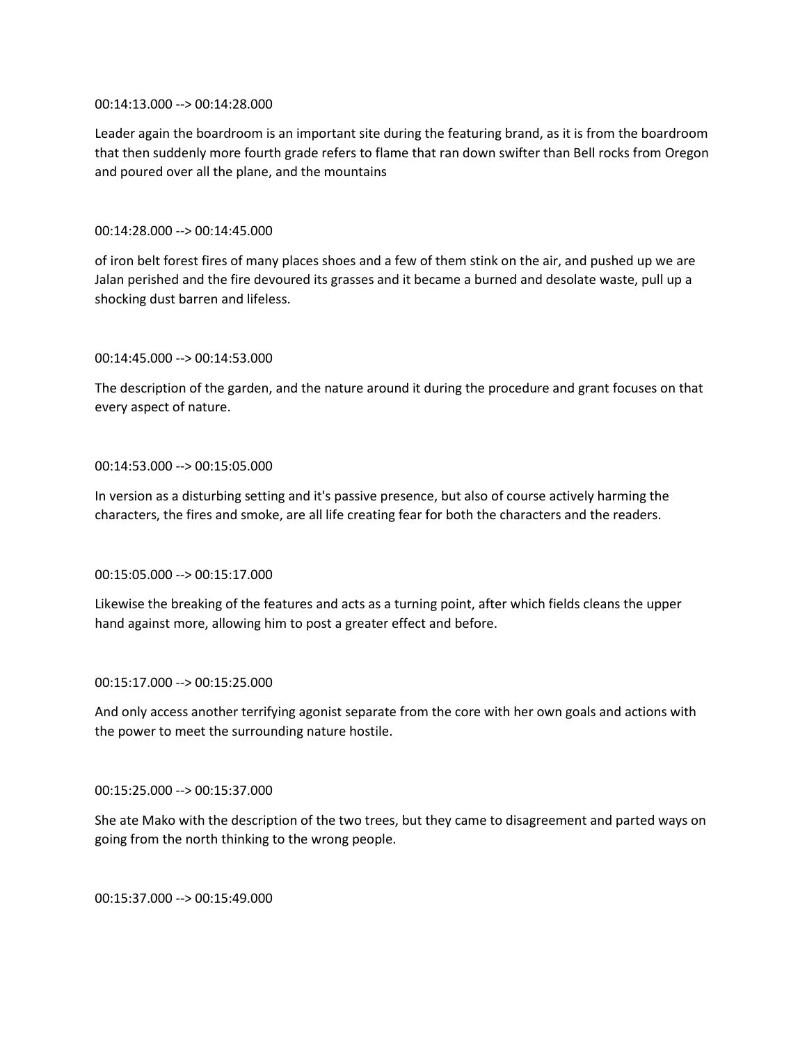00:14:13.000 --> 00:14:28.000

Leader again the boardroom is an important site during the featuring brand, as it is from the boardroom that then suddenly more fourth grade refers to flame that ran down swifter than Bell rocks from Oregon and poured over all the plane, and the mountains

00:14:28.000 --> 00:14:45.000

of iron belt forest fires of many places shoes and a few of them stink on the air, and pushed up we are Jalan perished and the fire devoured its grasses and it became a burned and desolate waste, pull up a shocking dust barren and lifeless.

00:14:45.000 --> 00:14:53.000

The description of the garden, and the nature around it during the procedure and grant focuses on that every aspect of nature.

00:14:53.000 --> 00:15:05.000

In version as a disturbing setting and it's passive presence, but also of course actively harming the characters, the fires and smoke, are all life creating fear for both the characters and the readers.

00:15:05.000 --> 00:15:17.000

Likewise the breaking of the features and acts as a turning point, after which fields cleans the upper hand against more, allowing him to post a greater effect and before.

00:15:17.000 --> 00:15:25.000

And only access another terrifying agonist separate from the core with her own goals and actions with the power to meet the surrounding nature hostile.

00:15:25.000 --> 00:15:37.000

She ate Mako with the description of the two trees, but they came to disagreement and parted ways on going from the north thinking to the wrong people.

00:15:37.000 --> 00:15:49.000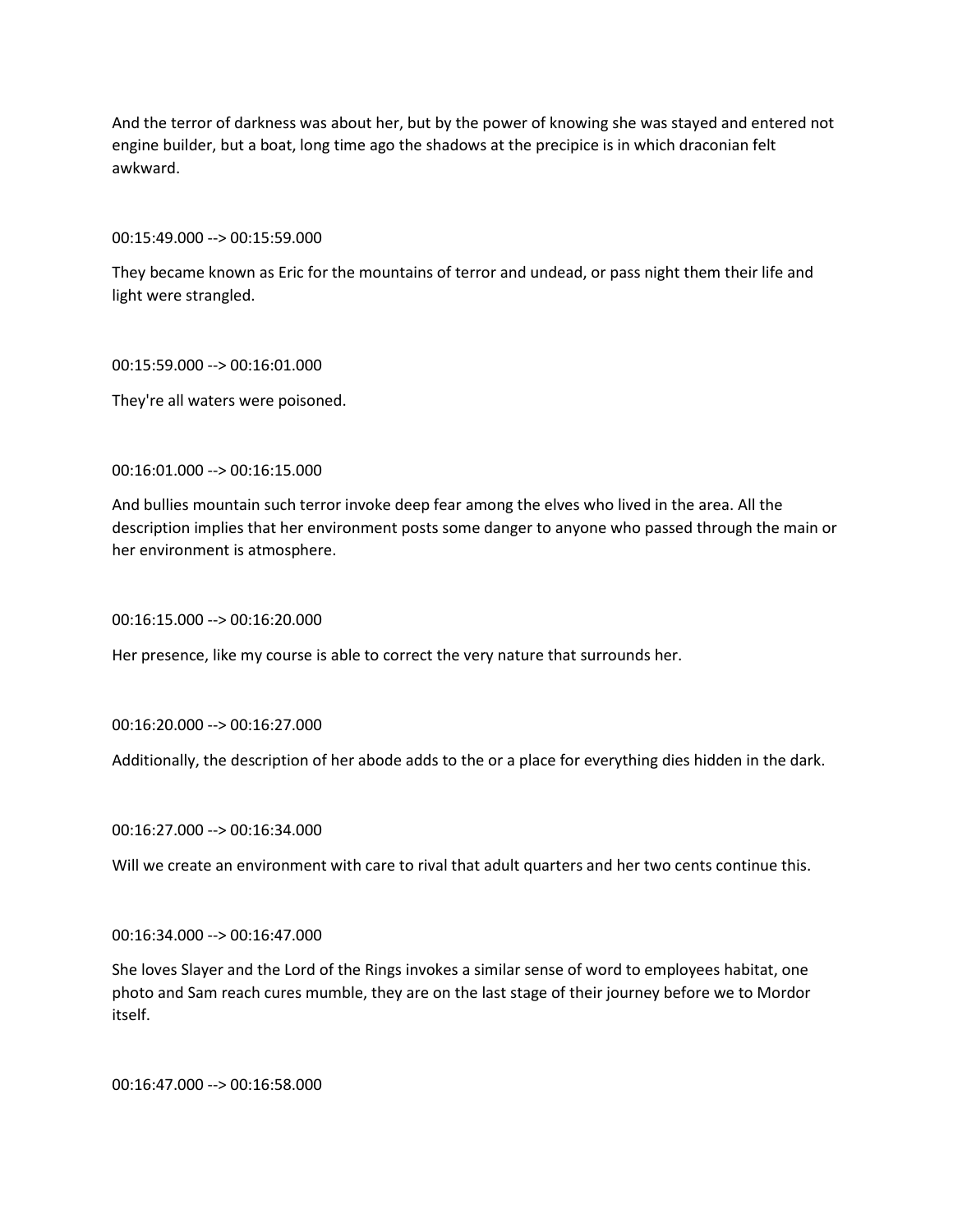And the terror of darkness was about her, but by the power of knowing she was stayed and entered not engine builder, but a boat, long time ago the shadows at the precipice is in which draconian felt awkward.

00:15:49.000 --> 00:15:59.000

They became known as Eric for the mountains of terror and undead, or pass night them their life and light were strangled.

00:15:59.000 --> 00:16:01.000

They're all waters were poisoned.

00:16:01.000 --> 00:16:15.000

And bullies mountain such terror invoke deep fear among the elves who lived in the area. All the description implies that her environment posts some danger to anyone who passed through the main or her environment is atmosphere.

00:16:15.000 --> 00:16:20.000

Her presence, like my course is able to correct the very nature that surrounds her.

00:16:20.000 --> 00:16:27.000

Additionally, the description of her abode adds to the or a place for everything dies hidden in the dark.

00:16:27.000 --> 00:16:34.000

Will we create an environment with care to rival that adult quarters and her two cents continue this.

00:16:34.000 --> 00:16:47.000

She loves Slayer and the Lord of the Rings invokes a similar sense of word to employees habitat, one photo and Sam reach cures mumble, they are on the last stage of their journey before we to Mordor itself.

00:16:47.000 --> 00:16:58.000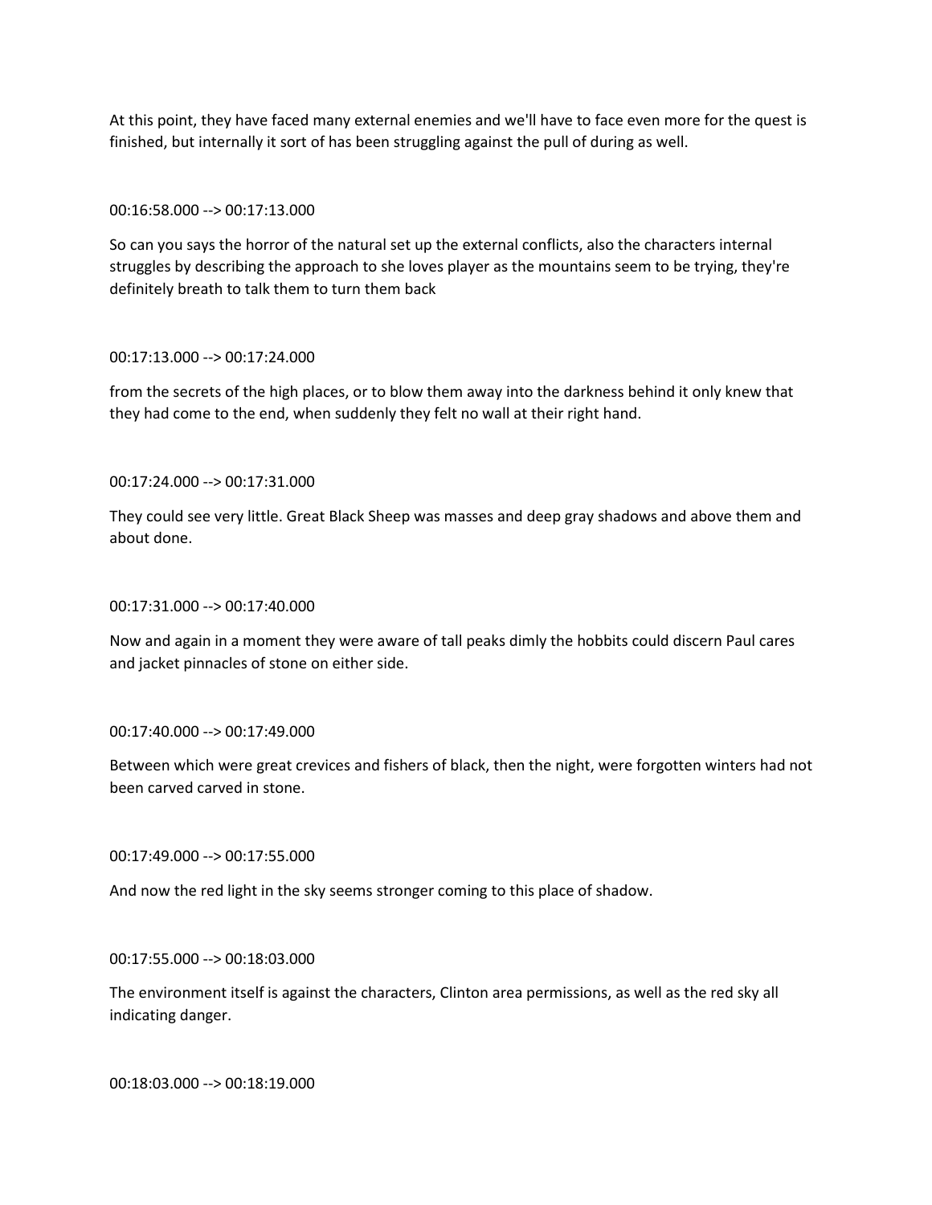At this point, they have faced many external enemies and we'll have to face even more for the quest is finished, but internally it sort of has been struggling against the pull of during as well.

00:16:58.000 --> 00:17:13.000

So can you says the horror of the natural set up the external conflicts, also the characters internal struggles by describing the approach to she loves player as the mountains seem to be trying, they're definitely breath to talk them to turn them back

00:17:13.000 --> 00:17:24.000

from the secrets of the high places, or to blow them away into the darkness behind it only knew that they had come to the end, when suddenly they felt no wall at their right hand.

00:17:24.000 --> 00:17:31.000

They could see very little. Great Black Sheep was masses and deep gray shadows and above them and about done.

00:17:31.000 --> 00:17:40.000

Now and again in a moment they were aware of tall peaks dimly the hobbits could discern Paul cares and jacket pinnacles of stone on either side.

00:17:40.000 --> 00:17:49.000

Between which were great crevices and fishers of black, then the night, were forgotten winters had not been carved carved in stone.

00:17:49.000 --> 00:17:55.000

And now the red light in the sky seems stronger coming to this place of shadow.

00:17:55.000 --> 00:18:03.000

The environment itself is against the characters, Clinton area permissions, as well as the red sky all indicating danger.

00:18:03.000 --> 00:18:19.000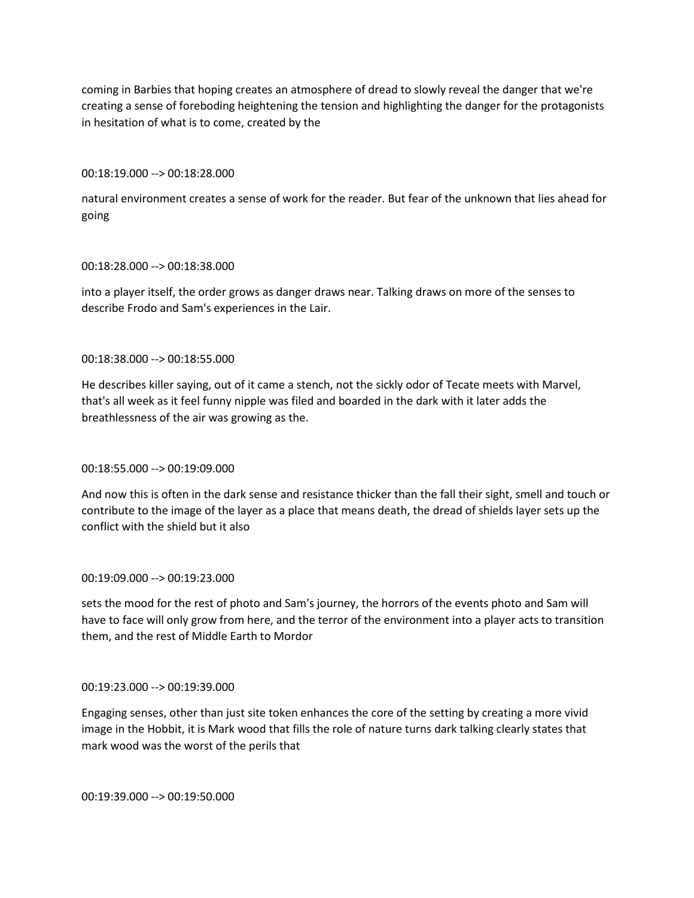coming in Barbies that hoping creates an atmosphere of dread to slowly reveal the danger that we're creating a sense of foreboding heightening the tension and highlighting the danger for the protagonists in hesitation of what is to come, created by the

00:18:19.000 --> 00:18:28.000

natural environment creates a sense of work for the reader. But fear of the unknown that lies ahead for going

00:18:28.000 --> 00:18:38.000

into a player itself, the order grows as danger draws near. Talking draws on more of the senses to describe Frodo and Sam's experiences in the Lair.

00:18:38.000 --> 00:18:55.000

He describes killer saying, out of it came a stench, not the sickly odor of Tecate meets with Marvel, that's all week as it feel funny nipple was filed and boarded in the dark with it later adds the breathlessness of the air was growing as the.

00:18:55.000 --> 00:19:09.000

And now this is often in the dark sense and resistance thicker than the fall their sight, smell and touch or contribute to the image of the layer as a place that means death, the dread of shields layer sets up the conflict with the shield but it also

00:19:09.000 --> 00:19:23.000

sets the mood for the rest of photo and Sam's journey, the horrors of the events photo and Sam will have to face will only grow from here, and the terror of the environment into a player acts to transition them, and the rest of Middle Earth to Mordor

00:19:23.000 --> 00:19:39.000

Engaging senses, other than just site token enhances the core of the setting by creating a more vivid image in the Hobbit, it is Mark wood that fills the role of nature turns dark talking clearly states that mark wood was the worst of the perils that

00:19:39.000 --> 00:19:50.000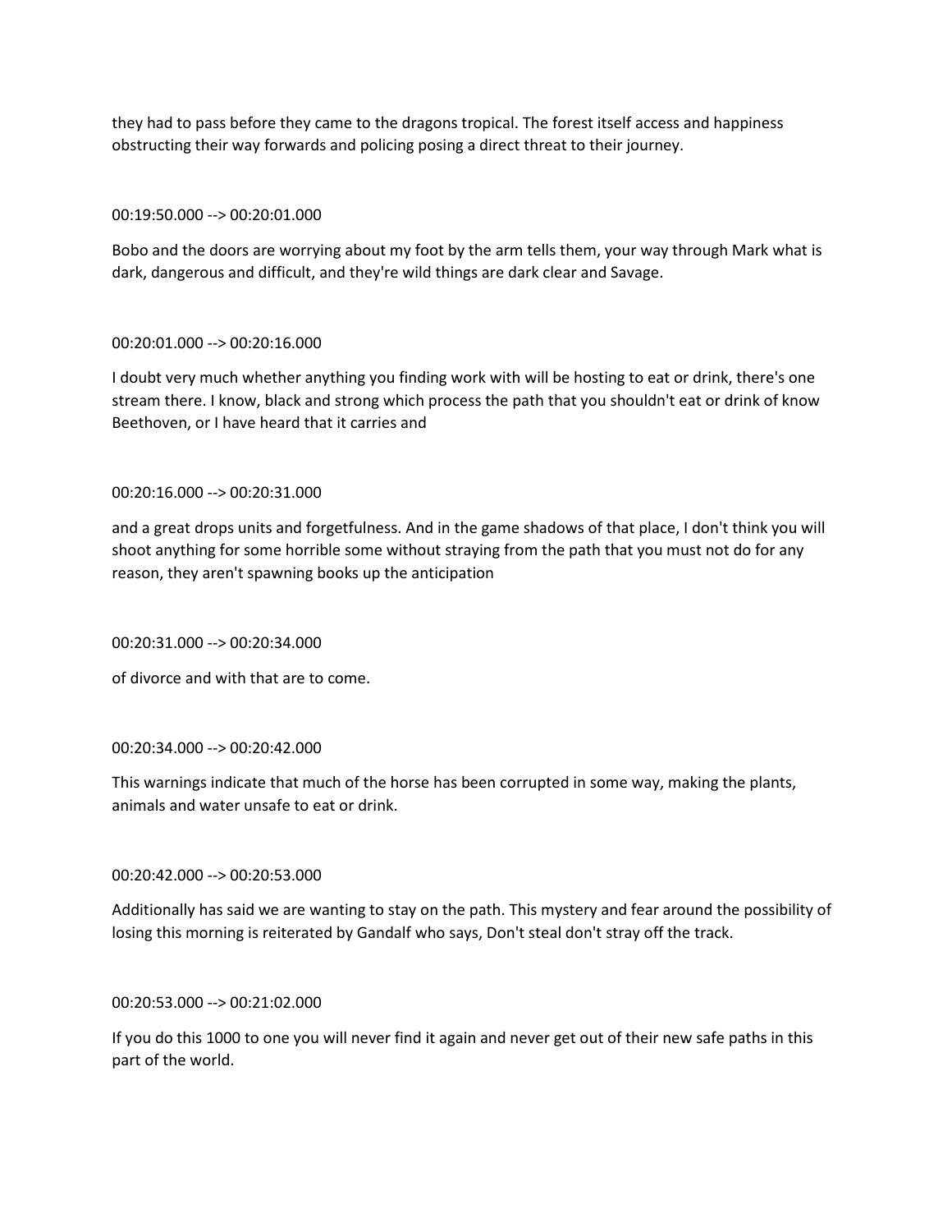they had to pass before they came to the dragons tropical. The forest itself access and happiness obstructing their way forwards and policing posing a direct threat to their journey.

00:19:50.000 --> 00:20:01.000

Bobo and the doors are worrying about my foot by the arm tells them, your way through Mark what is dark, dangerous and difficult, and they're wild things are dark clear and Savage.

00:20:01.000 --> 00:20:16.000

I doubt very much whether anything you finding work with will be hosting to eat or drink, there's one stream there. I know, black and strong which process the path that you shouldn't eat or drink of know Beethoven, or I have heard that it carries and

00:20:16.000 --> 00:20:31.000

and a great drops units and forgetfulness. And in the game shadows of that place, I don't think you will shoot anything for some horrible some without straying from the path that you must not do for any reason, they aren't spawning books up the anticipation

00:20:31.000 --> 00:20:34.000

of divorce and with that are to come.

00:20:34.000 --> 00:20:42.000

This warnings indicate that much of the horse has been corrupted in some way, making the plants, animals and water unsafe to eat or drink.

00:20:42.000 --> 00:20:53.000

Additionally has said we are wanting to stay on the path. This mystery and fear around the possibility of losing this morning is reiterated by Gandalf who says, Don't steal don't stray off the track.

00:20:53.000 --> 00:21:02.000

If you do this 1000 to one you will never find it again and never get out of their new safe paths in this part of the world.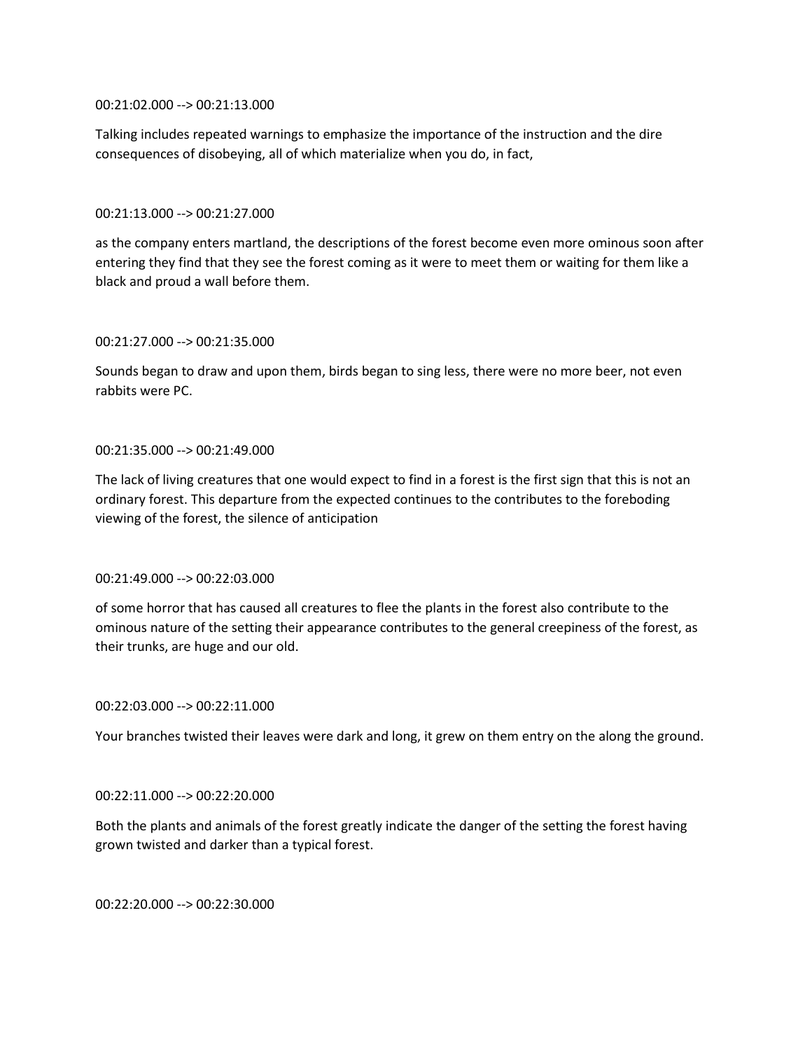00:21:02.000 --> 00:21:13.000

Talking includes repeated warnings to emphasize the importance of the instruction and the dire consequences of disobeying, all of which materialize when you do, in fact,

00:21:13.000 --> 00:21:27.000

as the company enters martland, the descriptions of the forest become even more ominous soon after entering they find that they see the forest coming as it were to meet them or waiting for them like a black and proud a wall before them.

00:21:27.000 --> 00:21:35.000

Sounds began to draw and upon them, birds began to sing less, there were no more beer, not even rabbits were PC.

00:21:35.000 --> 00:21:49.000

The lack of living creatures that one would expect to find in a forest is the first sign that this is not an ordinary forest. This departure from the expected continues to the contributes to the foreboding viewing of the forest, the silence of anticipation

00:21:49.000 --> 00:22:03.000

of some horror that has caused all creatures to flee the plants in the forest also contribute to the ominous nature of the setting their appearance contributes to the general creepiness of the forest, as their trunks, are huge and our old.

00:22:03.000 --> 00:22:11.000

Your branches twisted their leaves were dark and long, it grew on them entry on the along the ground.

00:22:11.000 --> 00:22:20.000

Both the plants and animals of the forest greatly indicate the danger of the setting the forest having grown twisted and darker than a typical forest.

00:22:20.000 --> 00:22:30.000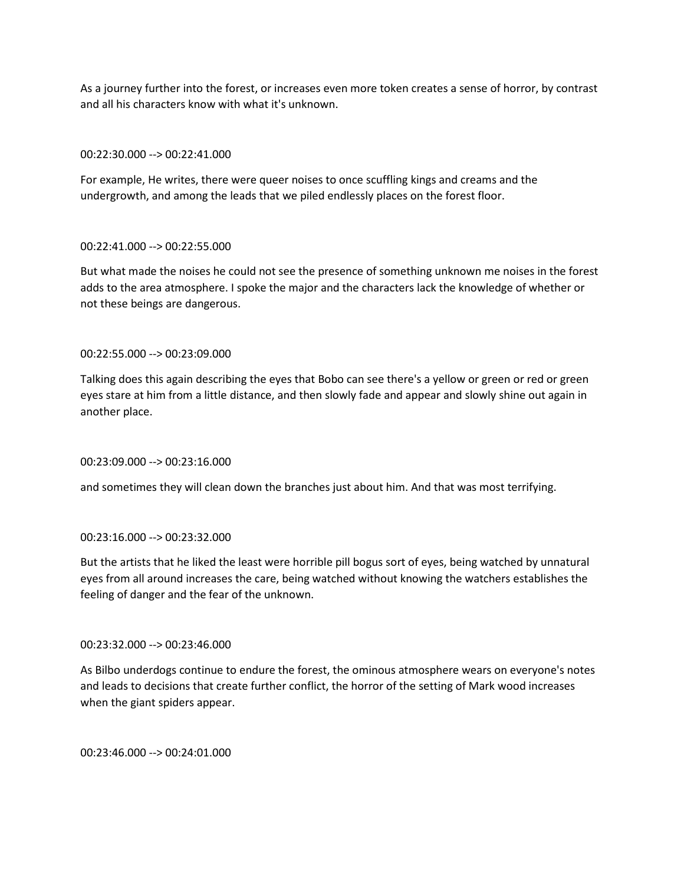As a journey further into the forest, or increases even more token creates a sense of horror, by contrast and all his characters know with what it's unknown.

00:22:30.000 --> 00:22:41.000

For example, He writes, there were queer noises to once scuffling kings and creams and the undergrowth, and among the leads that we piled endlessly places on the forest floor.

00:22:41.000 --> 00:22:55.000

But what made the noises he could not see the presence of something unknown me noises in the forest adds to the area atmosphere. I spoke the major and the characters lack the knowledge of whether or not these beings are dangerous.

00:22:55.000 --> 00:23:09.000

Talking does this again describing the eyes that Bobo can see there's a yellow or green or red or green eyes stare at him from a little distance, and then slowly fade and appear and slowly shine out again in another place.

00:23:09.000 --> 00:23:16.000

and sometimes they will clean down the branches just about him. And that was most terrifying.

00:23:16.000 --> 00:23:32.000

But the artists that he liked the least were horrible pill bogus sort of eyes, being watched by unnatural eyes from all around increases the care, being watched without knowing the watchers establishes the feeling of danger and the fear of the unknown.

00:23:32.000 --> 00:23:46.000

As Bilbo underdogs continue to endure the forest, the ominous atmosphere wears on everyone's notes and leads to decisions that create further conflict, the horror of the setting of Mark wood increases when the giant spiders appear.

00:23:46.000 --> 00:24:01.000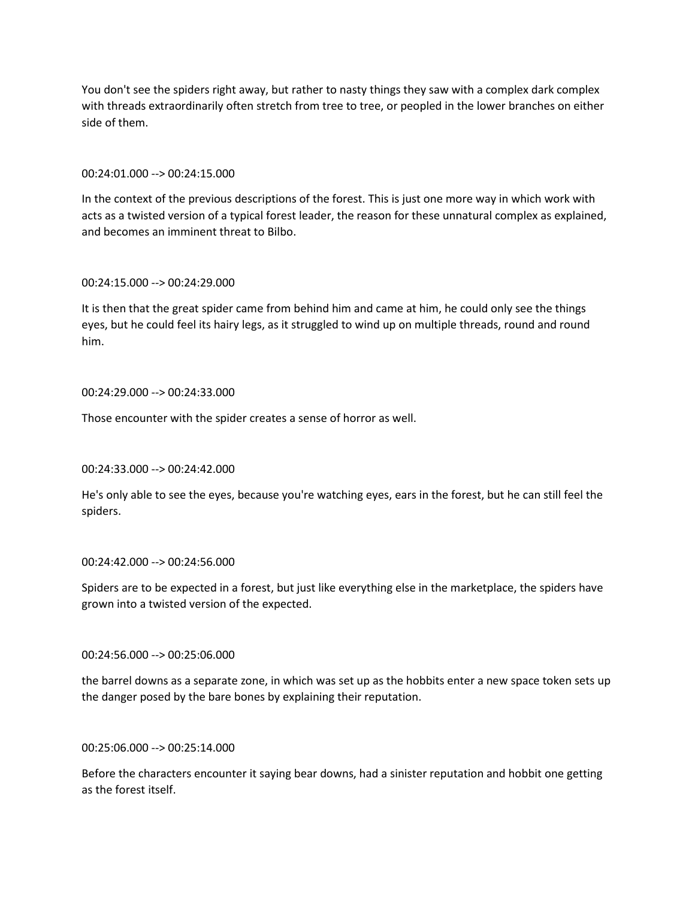You don't see the spiders right away, but rather to nasty things they saw with a complex dark complex with threads extraordinarily often stretch from tree to tree, or peopled in the lower branches on either side of them.

00:24:01.000 --> 00:24:15.000

In the context of the previous descriptions of the forest. This is just one more way in which work with acts as a twisted version of a typical forest leader, the reason for these unnatural complex as explained, and becomes an imminent threat to Bilbo.

00:24:15.000 --> 00:24:29.000

It is then that the great spider came from behind him and came at him, he could only see the things eyes, but he could feel its hairy legs, as it struggled to wind up on multiple threads, round and round him.

00:24:29.000 --> 00:24:33.000

Those encounter with the spider creates a sense of horror as well.

00:24:33.000 --> 00:24:42.000

He's only able to see the eyes, because you're watching eyes, ears in the forest, but he can still feel the spiders.

00:24:42.000 --> 00:24:56.000

Spiders are to be expected in a forest, but just like everything else in the marketplace, the spiders have grown into a twisted version of the expected.

00:24:56.000 --> 00:25:06.000

the barrel downs as a separate zone, in which was set up as the hobbits enter a new space token sets up the danger posed by the bare bones by explaining their reputation.

00:25:06.000 --> 00:25:14.000

Before the characters encounter it saying bear downs, had a sinister reputation and hobbit one getting as the forest itself.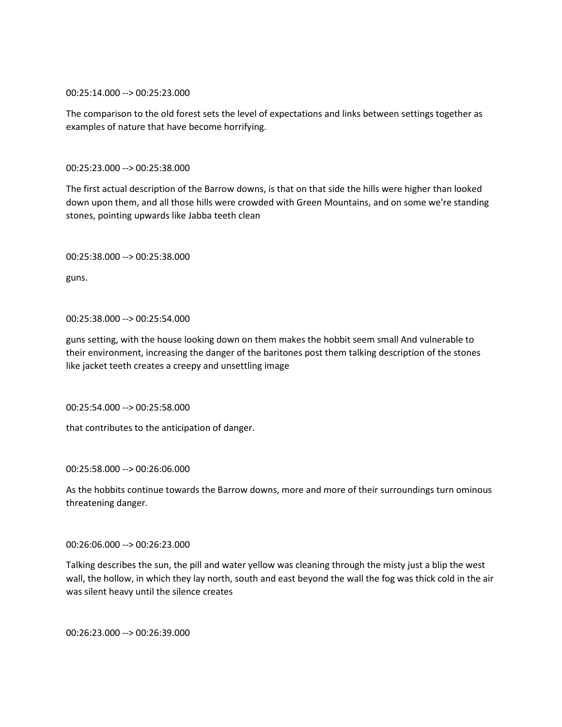00:25:14.000 --> 00:25:23.000

The comparison to the old forest sets the level of expectations and links between settings together as examples of nature that have become horrifying.

00:25:23.000 --> 00:25:38.000

The first actual description of the Barrow downs, is that on that side the hills were higher than looked down upon them, and all those hills were crowded with Green Mountains, and on some we're standing stones, pointing upwards like Jabba teeth clean

00:25:38.000 --> 00:25:38.000

guns.

00:25:38.000 --> 00:25:54.000

guns setting, with the house looking down on them makes the hobbit seem small And vulnerable to their environment, increasing the danger of the baritones post them talking description of the stones like jacket teeth creates a creepy and unsettling image

00:25:54.000 --> 00:25:58.000

that contributes to the anticipation of danger.

00:25:58.000 --> 00:26:06.000

As the hobbits continue towards the Barrow downs, more and more of their surroundings turn ominous threatening danger.

00:26:06.000 --> 00:26:23.000

Talking describes the sun, the pill and water yellow was cleaning through the misty just a blip the west wall, the hollow, in which they lay north, south and east beyond the wall the fog was thick cold in the air was silent heavy until the silence creates

00:26:23.000 --> 00:26:39.000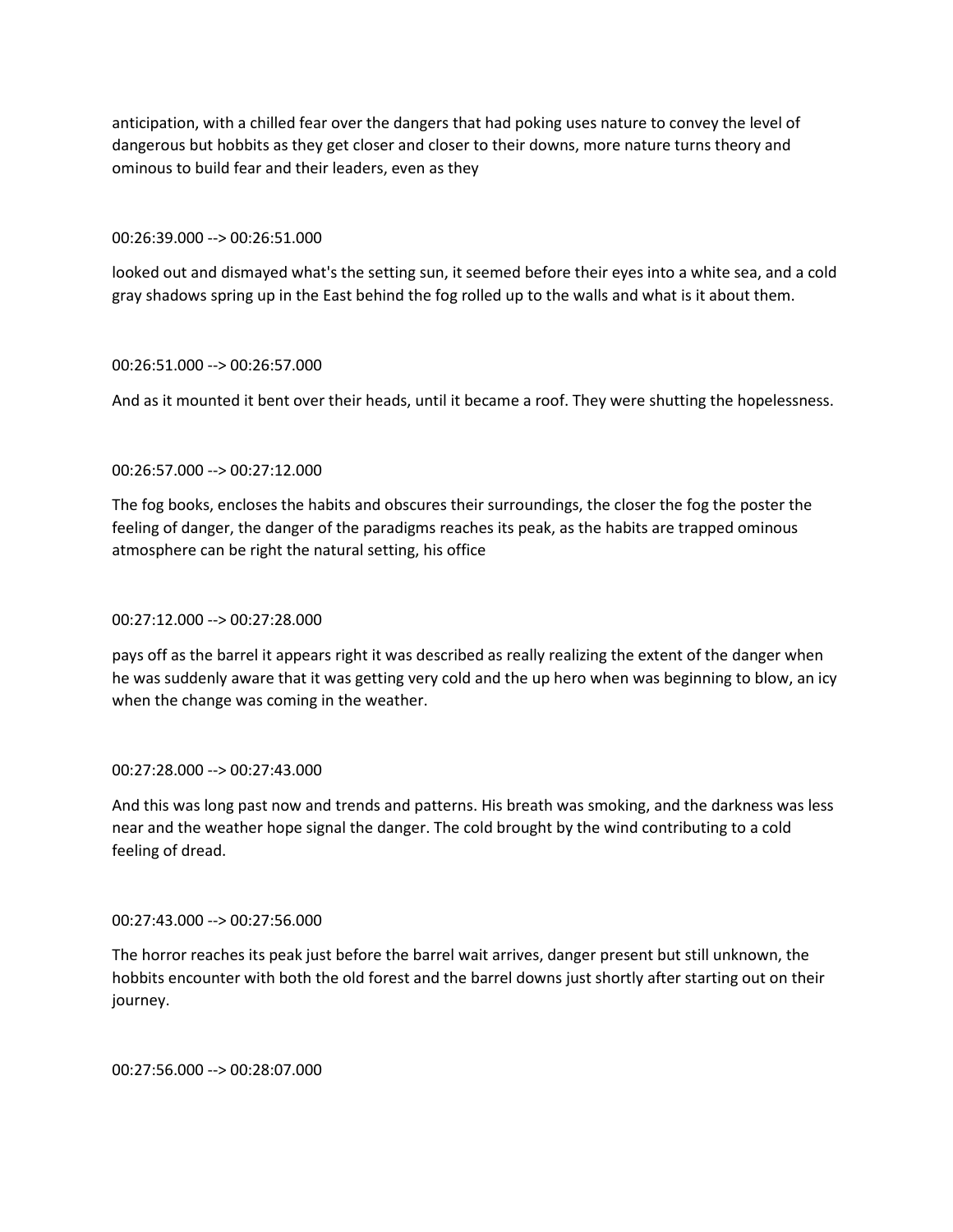anticipation, with a chilled fear over the dangers that had poking uses nature to convey the level of dangerous but hobbits as they get closer and closer to their downs, more nature turns theory and ominous to build fear and their leaders, even as they

00:26:39.000 --> 00:26:51.000

looked out and dismayed what's the setting sun, it seemed before their eyes into a white sea, and a cold gray shadows spring up in the East behind the fog rolled up to the walls and what is it about them.

00:26:51.000 --> 00:26:57.000

And as it mounted it bent over their heads, until it became a roof. They were shutting the hopelessness.

00:26:57.000 --> 00:27:12.000

The fog books, encloses the habits and obscures their surroundings, the closer the fog the poster the feeling of danger, the danger of the paradigms reaches its peak, as the habits are trapped ominous atmosphere can be right the natural setting, his office

00:27:12.000 --> 00:27:28.000

pays off as the barrel it appears right it was described as really realizing the extent of the danger when he was suddenly aware that it was getting very cold and the up hero when was beginning to blow, an icy when the change was coming in the weather.

00:27:28.000 --> 00:27:43.000

And this was long past now and trends and patterns. His breath was smoking, and the darkness was less near and the weather hope signal the danger. The cold brought by the wind contributing to a cold feeling of dread.

00:27:43.000 --> 00:27:56.000

The horror reaches its peak just before the barrel wait arrives, danger present but still unknown, the hobbits encounter with both the old forest and the barrel downs just shortly after starting out on their journey.

00:27:56.000 --> 00:28:07.000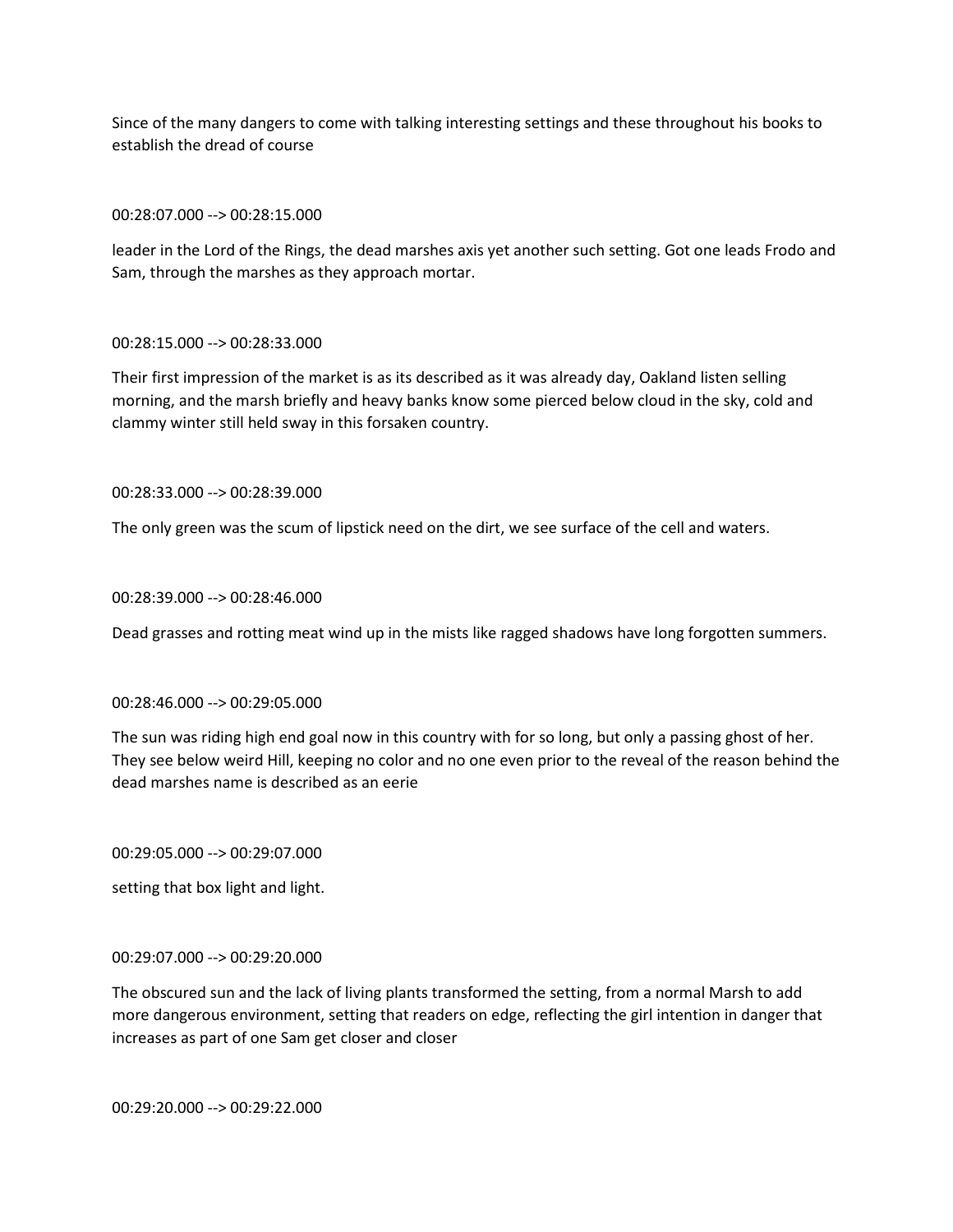Since of the many dangers to come with talking interesting settings and these throughout his books to establish the dread of course

00:28:07.000 --> 00:28:15.000

leader in the Lord of the Rings, the dead marshes axis yet another such setting. Got one leads Frodo and Sam, through the marshes as they approach mortar.

00:28:15.000 --> 00:28:33.000

Their first impression of the market is as its described as it was already day, Oakland listen selling morning, and the marsh briefly and heavy banks know some pierced below cloud in the sky, cold and clammy winter still held sway in this forsaken country.

00:28:33.000 --> 00:28:39.000

The only green was the scum of lipstick need on the dirt, we see surface of the cell and waters.

00:28:39.000 --> 00:28:46.000

Dead grasses and rotting meat wind up in the mists like ragged shadows have long forgotten summers.

00:28:46.000 --> 00:29:05.000

The sun was riding high end goal now in this country with for so long, but only a passing ghost of her. They see below weird Hill, keeping no color and no one even prior to the reveal of the reason behind the dead marshes name is described as an eerie

00:29:05.000 --> 00:29:07.000

setting that box light and light.

00:29:07.000 --> 00:29:20.000

The obscured sun and the lack of living plants transformed the setting, from a normal Marsh to add more dangerous environment, setting that readers on edge, reflecting the girl intention in danger that increases as part of one Sam get closer and closer

00:29:20.000 --> 00:29:22.000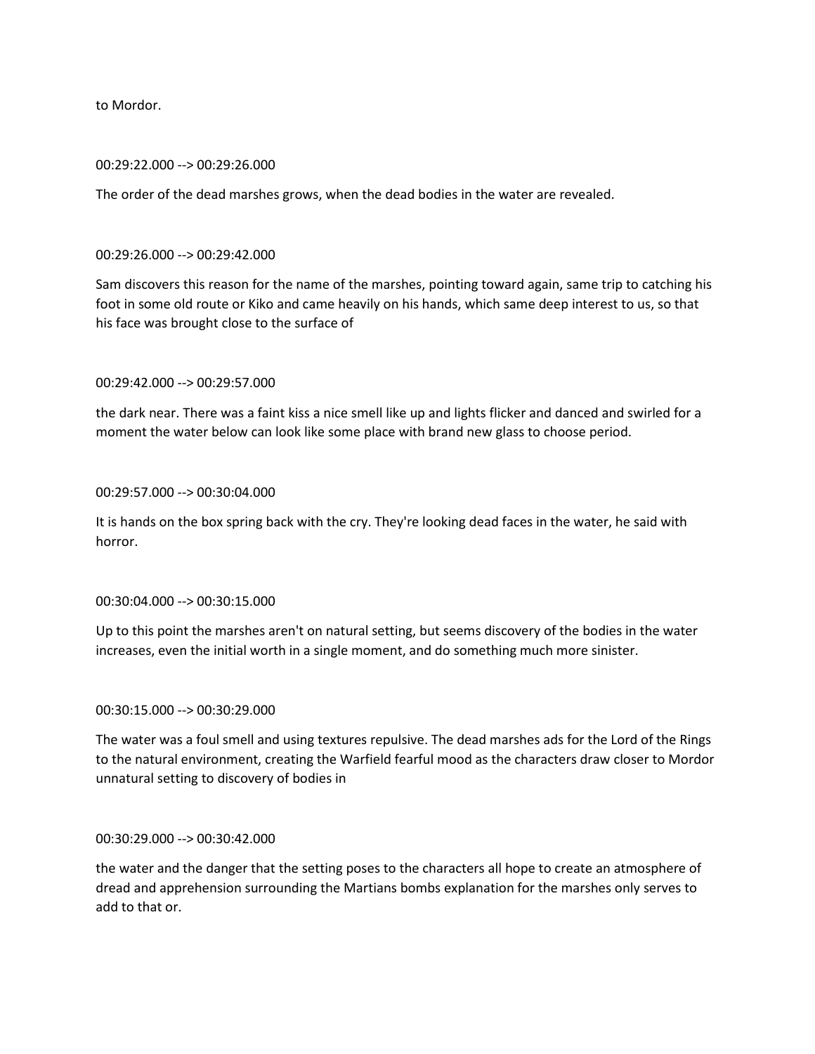to Mordor.

00:29:22.000 --> 00:29:26.000

The order of the dead marshes grows, when the dead bodies in the water are revealed.

00:29:26.000 --> 00:29:42.000

Sam discovers this reason for the name of the marshes, pointing toward again, same trip to catching his foot in some old route or Kiko and came heavily on his hands, which same deep interest to us, so that his face was brought close to the surface of

00:29:42.000 --> 00:29:57.000

the dark near. There was a faint kiss a nice smell like up and lights flicker and danced and swirled for a moment the water below can look like some place with brand new glass to choose period.

00:29:57.000 --> 00:30:04.000

It is hands on the box spring back with the cry. They're looking dead faces in the water, he said with horror.

00:30:04.000 --> 00:30:15.000

Up to this point the marshes aren't on natural setting, but seems discovery of the bodies in the water increases, even the initial worth in a single moment, and do something much more sinister.

00:30:15.000 --> 00:30:29.000

The water was a foul smell and using textures repulsive. The dead marshes ads for the Lord of the Rings to the natural environment, creating the Warfield fearful mood as the characters draw closer to Mordor unnatural setting to discovery of bodies in

00:30:29.000 --> 00:30:42.000

the water and the danger that the setting poses to the characters all hope to create an atmosphere of dread and apprehension surrounding the Martians bombs explanation for the marshes only serves to add to that or.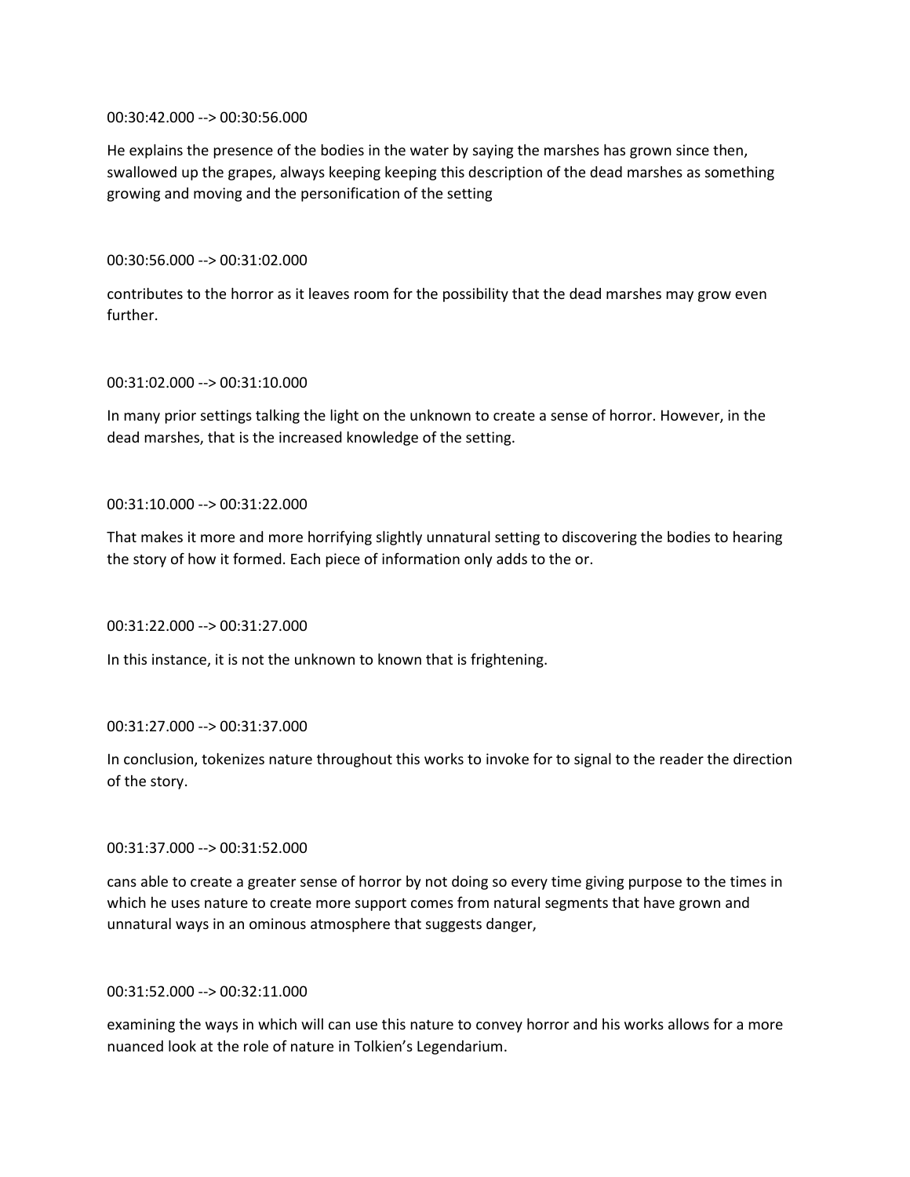00:30:42.000 --> 00:30:56.000

He explains the presence of the bodies in the water by saying the marshes has grown since then, swallowed up the grapes, always keeping keeping this description of the dead marshes as something growing and moving and the personification of the setting

00:30:56.000 --> 00:31:02.000

contributes to the horror as it leaves room for the possibility that the dead marshes may grow even further.

00:31:02.000 --> 00:31:10.000

In many prior settings talking the light on the unknown to create a sense of horror. However, in the dead marshes, that is the increased knowledge of the setting.

00:31:10.000 --> 00:31:22.000

That makes it more and more horrifying slightly unnatural setting to discovering the bodies to hearing the story of how it formed. Each piece of information only adds to the or.

00:31:22.000 --> 00:31:27.000

In this instance, it is not the unknown to known that is frightening.

00:31:27.000 --> 00:31:37.000

In conclusion, tokenizes nature throughout this works to invoke for to signal to the reader the direction of the story.

00:31:37.000 --> 00:31:52.000

cans able to create a greater sense of horror by not doing so every time giving purpose to the times in which he uses nature to create more support comes from natural segments that have grown and unnatural ways in an ominous atmosphere that suggests danger,

00:31:52.000 --> 00:32:11.000

examining the ways in which will can use this nature to convey horror and his works allows for a more nuanced look at the role of nature in Tolkien's Legendarium.